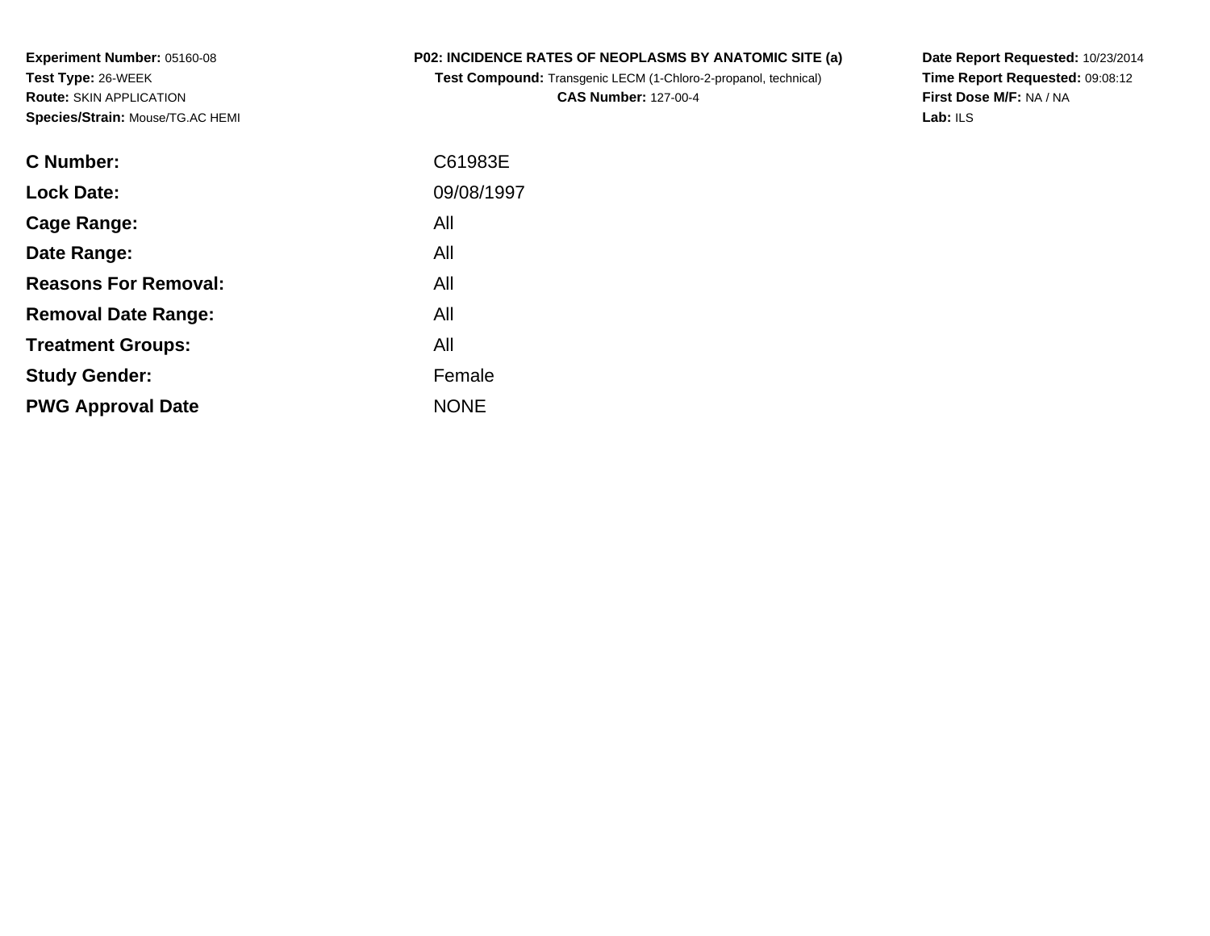**Experiment Number:** 05160-08
**Test Type:** 26-WEEK
**Route:** SKIN APPLICATION
**Species/Strain:** Mouse/TG.AC HEMI

**P02: INCIDENCE RATES OF NEOPLASMS BY ANATOMIC SITE (a)**
**Test Compound:** Transgenic LECM (1-Chloro-2-propanol, technical)
**CAS Number:** 127-00-4

**Date Report Requested:** 10/23/2014
**Time Report Requested:** 09:08:12
**First Dose M/F:** NA / NA
**Lab:** ILS

| | |
|---|---|
| **C Number:** | C61983E |
| **Lock Date:** | 09/08/1997 |
| **Cage Range:** | All |
| **Date Range:** | All |
| **Reasons For Removal:** | All |
| **Removal Date Range:** | All |
| **Treatment Groups:** | All |
| **Study Gender:** | Female |
| **PWG Approval Date** | NONE |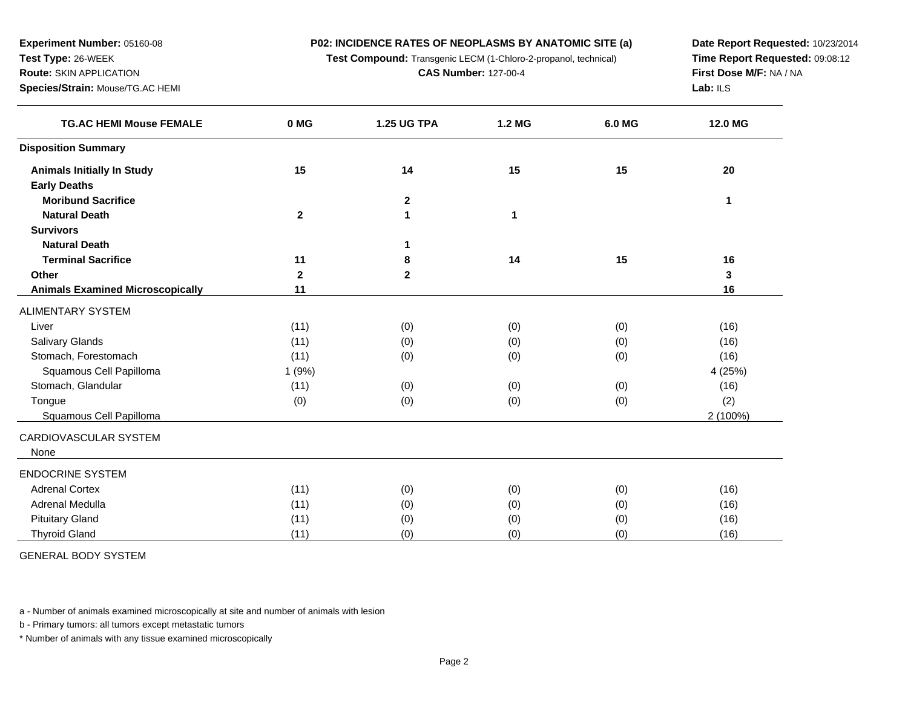**Experiment Number:** 05160-08
**Test Type:** 26-WEEK
**Route:** SKIN APPLICATION
**Species/Strain:** Mouse/TG.AC HEMI

**P02: INCIDENCE RATES OF NEOPLASMS BY ANATOMIC SITE (a)**
**Test Compound:** Transgenic LECM (1-Chloro-2-propanol, technical)
**CAS Number:** 127-00-4

**Date Report Requested:** 10/23/2014
**Time Report Requested:** 09:08:12
**First Dose M/F:** NA / NA
**Lab:** ILS

| TG.AC HEMI Mouse FEMALE | 0 MG | 1.25 UG TPA | 1.2 MG | 6.0 MG | 12.0 MG |
|---|---|---|---|---|---|
| **Disposition Summary** | | | | | |
| **Animals Initially In Study** | **15** | **14** | **15** | **15** | **20** |
| **Early Deaths** | | | | | |
| **Moribund Sacrifice** | | **2** | | | **1** |
| **Natural Death** | **2** | **1** | **1** | | |
| **Survivors** | | | | | |
| **Natural Death** | | **1** | | | |
| **Terminal Sacrifice** | **11** | **8** | **14** | **15** | **16** |
| **Other** | **2** | **2** | | | **3** |
| **Animals Examined Microscopically** | **11** | | | | **16** |
| ALIMENTARY SYSTEM | | | | | |
| Liver | (11) | (0) | (0) | (0) | (16) |
| Salivary Glands | (11) | (0) | (0) | (0) | (16) |
| Stomach, Forestomach | (11) | (0) | (0) | (0) | (16) |
| Squamous Cell Papilloma | 1 (9%) | | | | 4 (25%) |
| Stomach, Glandular | (11) | (0) | (0) | (0) | (16) |
| Tongue | (0) | (0) | (0) | (0) | (2) |
| Squamous Cell Papilloma | | | | | 2 (100%) |
| CARDIOVASCULAR SYSTEM | | | | | |
| None | | | | | |
| ENDOCRINE SYSTEM | | | | | |
| Adrenal Cortex | (11) | (0) | (0) | (0) | (16) |
| Adrenal Medulla | (11) | (0) | (0) | (0) | (16) |
| Pituitary Gland | (11) | (0) | (0) | (0) | (16) |
| Thyroid Gland | (11) | (0) | (0) | (0) | (16) |
| GENERAL BODY SYSTEM | | | | | |

a - Number of animals examined microscopically at site and number of animals with lesion

b - Primary tumors: all tumors except metastatic tumors

* Number of animals with any tissue examined microscopically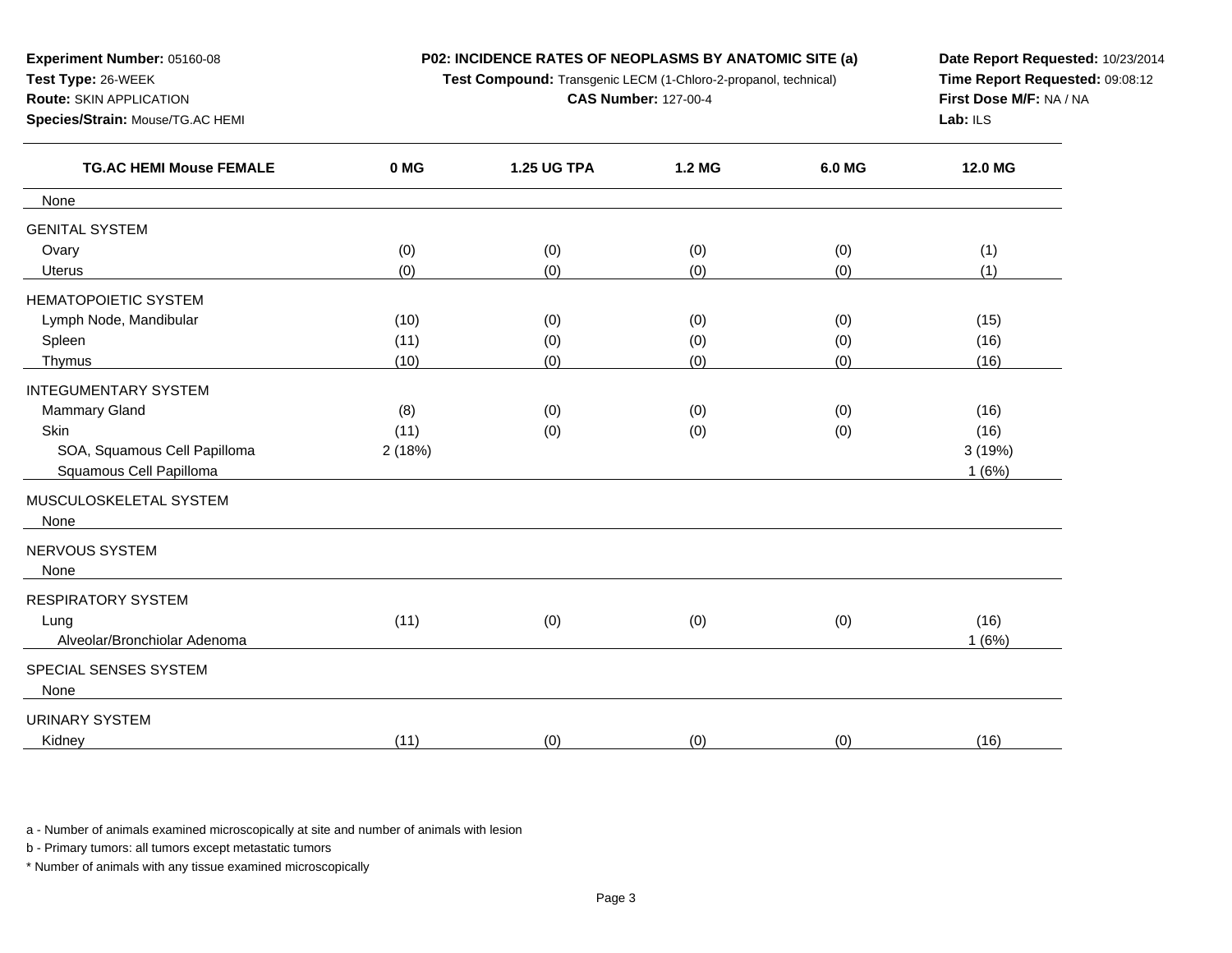**Experiment Number:** 05160-08
**Test Type:** 26-WEEK
**Route:** SKIN APPLICATION
**Species/Strain:** Mouse/TG.AC HEMI

**P02: INCIDENCE RATES OF NEOPLASMS BY ANATOMIC SITE (a)**
**Test Compound:** Transgenic LECM (1-Chloro-2-propanol, technical)
**CAS Number:** 127-00-4

**Date Report Requested:** 10/23/2014
**Time Report Requested:** 09:08:12
**First Dose M/F:** NA / NA
**Lab:** ILS

| TG.AC HEMI Mouse FEMALE | 0 MG | 1.25 UG TPA | 1.2 MG | 6.0 MG | 12.0 MG |
|---|---|---|---|---|---|
| None | | | | | |
| GENITAL SYSTEM | | | | | |
| Ovary | (0) | (0) | (0) | (0) | (1) |
| Uterus | (0) | (0) | (0) | (0) | (1) |
| HEMATOPOIETIC SYSTEM | | | | | |
| Lymph Node, Mandibular | (10) | (0) | (0) | (0) | (15) |
| Spleen | (11) | (0) | (0) | (0) | (16) |
| Thymus | (10) | (0) | (0) | (0) | (16) |
| INTEGUMENTARY SYSTEM | | | | | |
| Mammary Gland | (8) | (0) | (0) | (0) | (16) |
| Skin | (11) | (0) | (0) | (0) | (16) |
| SOA, Squamous Cell Papilloma | 2 (18%) | | | | 3 (19%) |
| Squamous Cell Papilloma | | | | | 1 (6%) |
| MUSCULOSKELETAL SYSTEM | | | | | |
| None | | | | | |
| NERVOUS SYSTEM | | | | | |
| None | | | | | |
| RESPIRATORY SYSTEM | | | | | |
| Lung | (11) | (0) | (0) | (0) | (16) |
| Alveolar/Bronchiolar Adenoma | | | | | 1 (6%) |
| SPECIAL SENSES SYSTEM | | | | | |
| None | | | | | |
| URINARY SYSTEM | | | | | |
| Kidney | (11) | (0) | (0) | (0) | (16) |

a - Number of animals examined microscopically at site and number of animals with lesion

b - Primary tumors: all tumors except metastatic tumors

* Number of animals with any tissue examined microscopically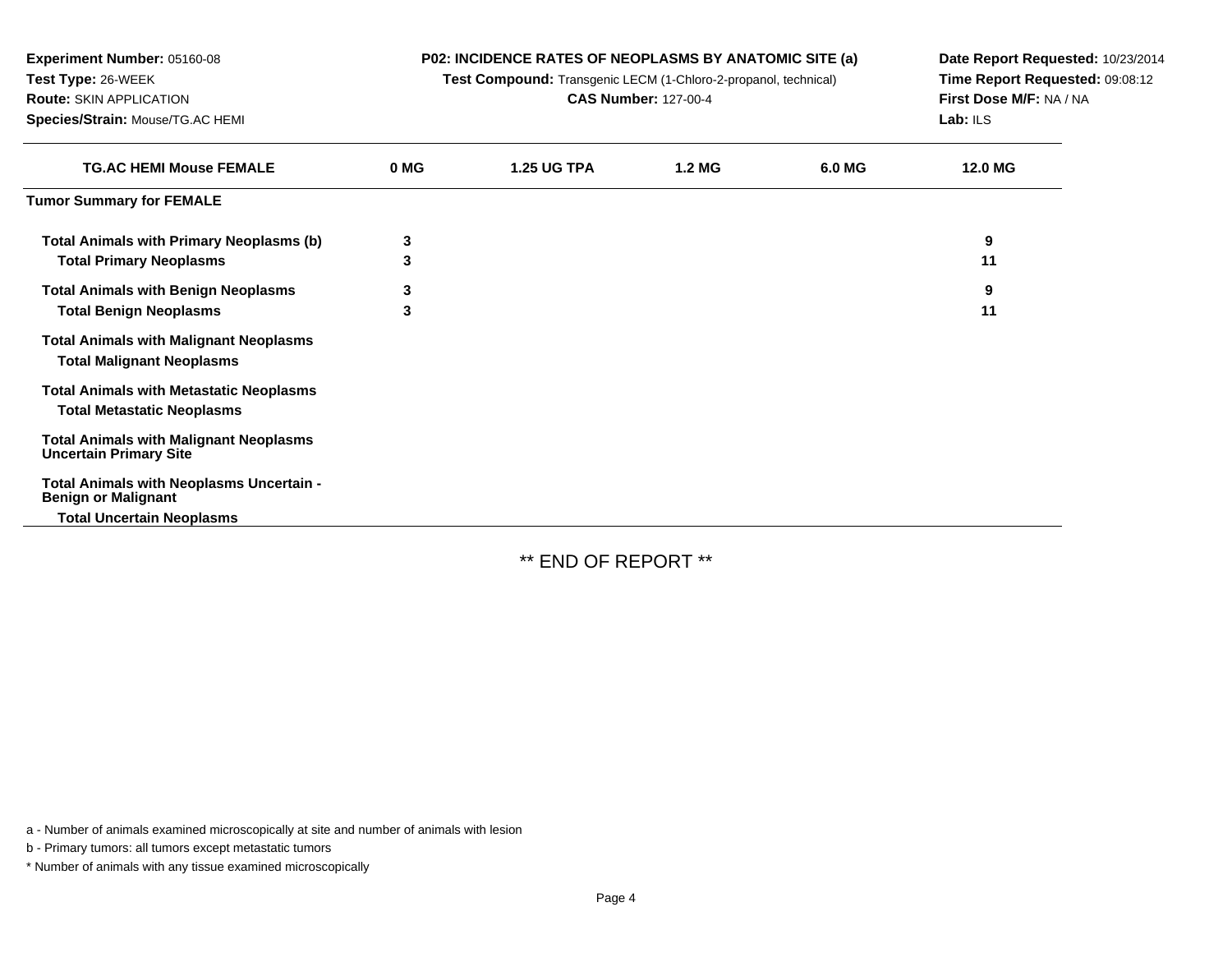**Experiment Number:** 05160-08
**Test Type:** 26-WEEK
**Route:** SKIN APPLICATION
**Species/Strain:** Mouse/TG.AC HEMI

**P02: INCIDENCE RATES OF NEOPLASMS BY ANATOMIC SITE (a)**
**Test Compound:** Transgenic LECM (1-Chloro-2-propanol, technical)
**CAS Number:** 127-00-4

**Date Report Requested:** 10/23/2014
**Time Report Requested:** 09:08:12
**First Dose M/F:** NA / NA
**Lab:** ILS

| TG.AC HEMI Mouse FEMALE | 0 MG | 1.25 UG TPA | 1.2 MG | 6.0 MG | 12.0 MG |
|---|---|---|---|---|---|
| **Tumor Summary for FEMALE** | | | | | |
| **Total Animals with Primary Neoplasms (b)** | 3 | | | | 9 |
| **Total Primary Neoplasms** | 3 | | | | 11 |
| **Total Animals with Benign Neoplasms** | 3 | | | | 9 |
| **Total Benign Neoplasms** | 3 | | | | 11 |
| **Total Animals with Malignant Neoplasms** | | | | | |
| **Total Malignant Neoplasms** | | | | | |
| **Total Animals with Metastatic Neoplasms** | | | | | |
| **Total Metastatic Neoplasms** | | | | | |
| **Total Animals with Malignant Neoplasms Uncertain Primary Site** | | | | | |
| **Total Animals with Neoplasms Uncertain - Benign or Malignant** | | | | | |
| **Total Uncertain Neoplasms** | | | | | |

** END OF REPORT **

a - Number of animals examined microscopically at site and number of animals with lesion

b - Primary tumors: all tumors except metastatic tumors

* Number of animals with any tissue examined microscopically